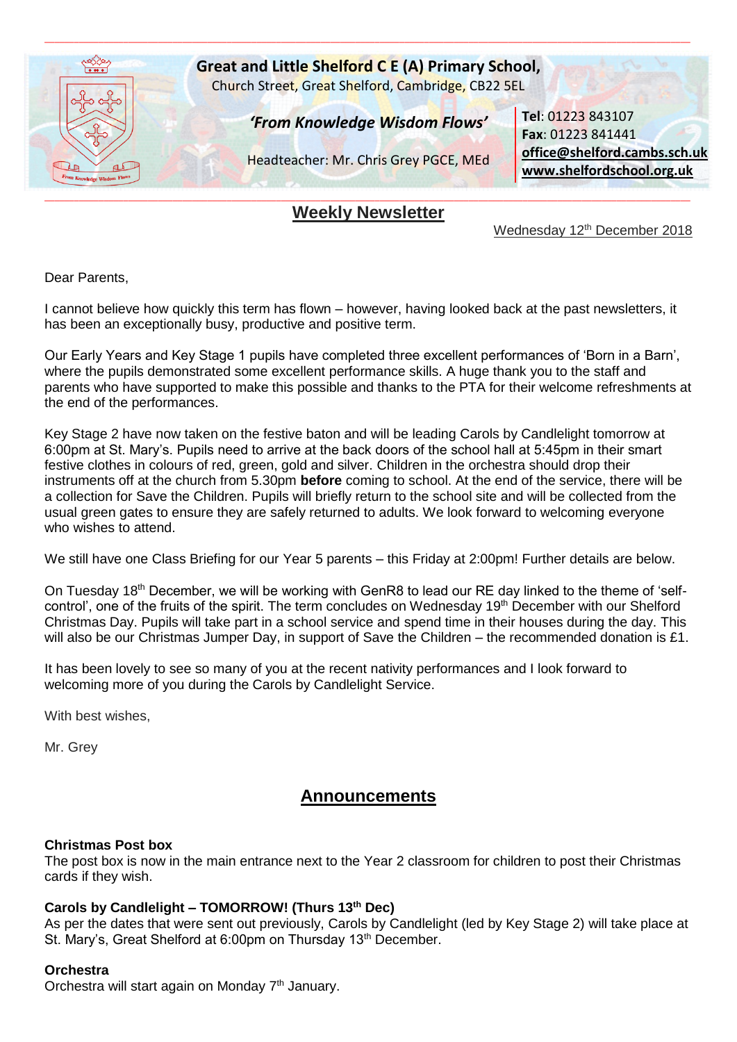**Great and Little Shelford C E (A) Primary School,**
Church Street, Great Shelford, Cambridge, CB22 5EL

***'From Knowledge Wisdom Flows'***

Headteacher: Mr. Chris Grey PGCE, MEd

**Tel**: 01223 843107
**Fax**: 01223 841441
**office@shelford.cambs.sch.uk**
**www.shelfordschool.org.uk**

# Weekly Newsletter

Wednesday 12th December 2018

Dear Parents,

I cannot believe how quickly this term has flown – however, having looked back at the past newsletters, it has been an exceptionally busy, productive and positive term.

Our Early Years and Key Stage 1 pupils have completed three excellent performances of 'Born in a Barn', where the pupils demonstrated some excellent performance skills. A huge thank you to the staff and parents who have supported to make this possible and thanks to the PTA for their welcome refreshments at the end of the performances.

Key Stage 2 have now taken on the festive baton and will be leading Carols by Candlelight tomorrow at 6:00pm at St. Mary's. Pupils need to arrive at the back doors of the school hall at 5:45pm in their smart festive clothes in colours of red, green, gold and silver. Children in the orchestra should drop their instruments off at the church from 5.30pm **before** coming to school. At the end of the service, there will be a collection for Save the Children. Pupils will briefly return to the school site and will be collected from the usual green gates to ensure they are safely returned to adults. We look forward to welcoming everyone who wishes to attend.

We still have one Class Briefing for our Year 5 parents – this Friday at 2:00pm! Further details are below.

On Tuesday 18th December, we will be working with GenR8 to lead our RE day linked to the theme of 'self-control', one of the fruits of the spirit. The term concludes on Wednesday 19th December with our Shelford Christmas Day. Pupils will take part in a school service and spend time in their houses during the day. This will also be our Christmas Jumper Day, in support of Save the Children – the recommended donation is £1.

It has been lovely to see so many of you at the recent nativity performances and I look forward to welcoming more of you during the Carols by Candlelight Service.

With best wishes,

Mr. Grey

## Announcements

**Christmas Post box**
The post box is now in the main entrance next to the Year 2 classroom for children to post their Christmas cards if they wish.

**Carols by Candlelight – TOMORROW! (Thurs 13th Dec)**
As per the dates that were sent out previously, Carols by Candlelight (led by Key Stage 2) will take place at St. Mary's, Great Shelford at 6:00pm on Thursday 13th December.

**Orchestra**
Orchestra will start again on Monday 7th January.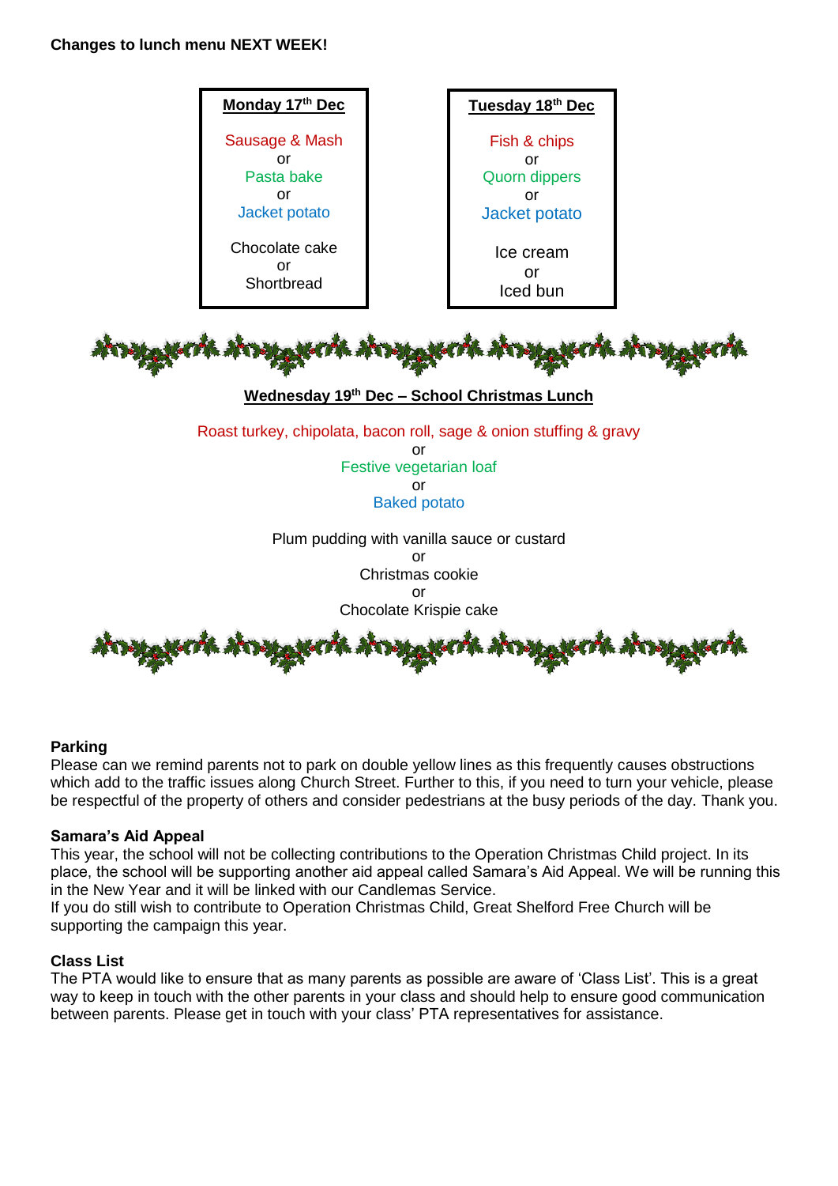**Changes to lunch menu NEXT WEEK!**

| **Monday 17th Dec** | **Tuesday 18th Dec** |
| --- | --- |
| Sausage & Mash | Fish & chips |
| or | or |
| Pasta bake | Quorn dippers |
| or | or |
| Jacket potato | Jacket potato |
| Chocolate cake | Ice cream |
| or | or |
| Shortbread | Iced bun |

**Wednesday 19th Dec – School Christmas Lunch**

Roast turkey, chipolata, bacon roll, sage & onion stuffing & gravy
or
Festive vegetarian loaf
or
Baked potato

Plum pudding with vanilla sauce or custard
or
Christmas cookie
or
Chocolate Krispie cake

**Parking**

Please can we remind parents not to park on double yellow lines as this frequently causes obstructions which add to the traffic issues along Church Street. Further to this, if you need to turn your vehicle, please be respectful of the property of others and consider pedestrians at the busy periods of the day. Thank you.

**Samara's Aid Appeal**

This year, the school will not be collecting contributions to the Operation Christmas Child project. In its place, the school will be supporting another aid appeal called Samara's Aid Appeal. We will be running this in the New Year and it will be linked with our Candlemas Service.
If you do still wish to contribute to Operation Christmas Child, Great Shelford Free Church will be supporting the campaign this year.

**Class List**

The PTA would like to ensure that as many parents as possible are aware of 'Class List'. This is a great way to keep in touch with the other parents in your class and should help to ensure good communication between parents. Please get in touch with your class' PTA representatives for assistance.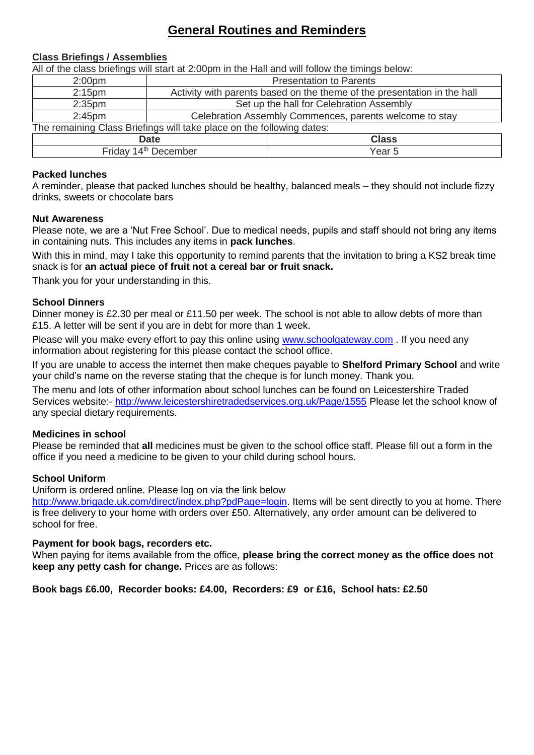# General Routines and Reminders

## Class Briefings / Assemblies

All of the class briefings will start at 2:00pm in the Hall and will follow the timings below:

| | |
|---|---|
| 2:00pm | Presentation to Parents |
| 2:15pm | Activity with parents based on the theme of the presentation in the hall |
| 2:35pm | Set up the hall for Celebration Assembly |
| 2:45pm | Celebration Assembly Commences, parents welcome to stay |

The remaining Class Briefings will take place on the following dates:

| Date | Class |
|---|---|
| Friday 14th December | Year 5 |

### Packed lunches

A reminder, please that packed lunches should be healthy, balanced meals – they should not include fizzy drinks, sweets or chocolate bars

### Nut Awareness

Please note, we are a 'Nut Free School'. Due to medical needs, pupils and staff should not bring any items in containing nuts. This includes any items in **pack lunches**.

With this in mind, may I take this opportunity to remind parents that the invitation to bring a KS2 break time snack is for **an actual piece of fruit not a cereal bar or fruit snack.**

Thank you for your understanding in this.

### School Dinners

Dinner money is £2.30 per meal or £11.50 per week. The school is not able to allow debts of more than £15. A letter will be sent if you are in debt for more than 1 week.

Please will you make every effort to pay this online using www.schoolgateway.com . If you need any information about registering for this please contact the school office.

If you are unable to access the internet then make cheques payable to **Shelford Primary School** and write your child's name on the reverse stating that the cheque is for lunch money. Thank you.

The menu and lots of other information about school lunches can be found on Leicestershire Traded Services website:- http://www.leicestershiretradedservices.org.uk/Page/1555 Please let the school know of any special dietary requirements.

### Medicines in school

Please be reminded that **all** medicines must be given to the school office staff. Please fill out a form in the office if you need a medicine to be given to your child during school hours.

### School Uniform

Uniform is ordered online. Please log on via the link below
http://www.brigade.uk.com/direct/index.php?pdPage=login. Items will be sent directly to you at home. There is free delivery to your home with orders over £50. Alternatively, any order amount can be delivered to school for free.

### Payment for book bags, recorders etc.

When paying for items available from the office, **please bring the correct money as the office does not keep any petty cash for change.** Prices are as follows:

**Book bags £6.00, Recorder books: £4.00, Recorders: £9 or £16, School hats: £2.50**